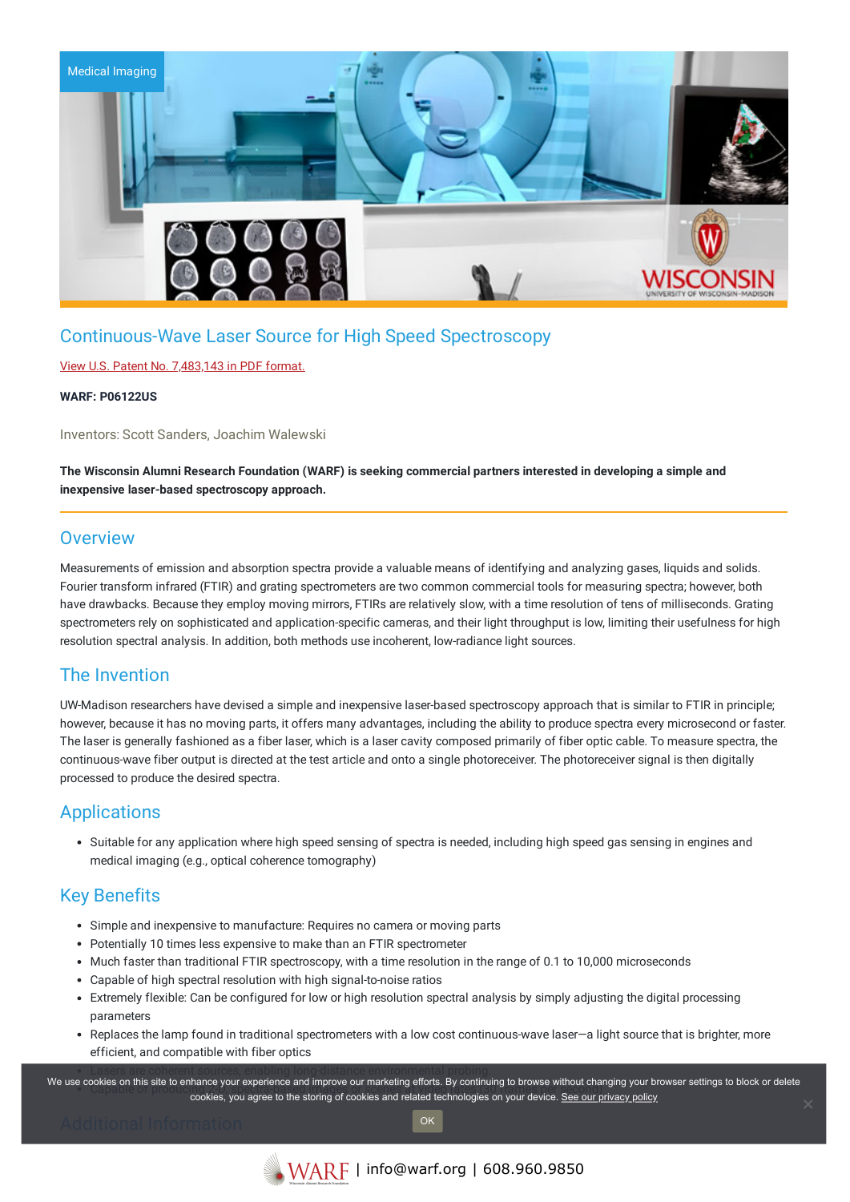Medical Imaging

# Continuous-Wave Laser Source for High Speed Spectroscopy

View U.S. Patent No. 7,483,143 in PDF format.

**WARF: P06122US**

Inventors: Scott Sanders, Joachim Walewski

**The Wisconsin Alumni Research Foundation (WARF) is seeking commercial partners interested in developing a simple and inexpensive laser-based spectroscopy approach.**

## Overview

Measurements of emission and absorption spectra provide a valuable means of identifying and analyzing gases, liquids and solids. Fourier transform infrared (FTIR) and grating spectrometers are two common commercial tools for measuring spectra; however, both have drawbacks. Because they employ moving mirrors, FTIRs are relatively slow, with a time resolution of tens of milliseconds. Grating spectrometers rely on sophisticated and application-specific cameras, and their light throughput is low, limiting their usefulness for high resolution spectral analysis. In addition, both methods use incoherent, low-radiance light sources.

## The Invention

UW-Madison researchers have devised a simple and inexpensive laser-based spectroscopy approach that is similar to FTIR in principle; however, because it has no moving parts, it offers many advantages, including the ability to produce spectra every microsecond or faster. The laser is generally fashioned as a fiber laser, which is a laser cavity composed primarily of fiber optic cable. To measure spectra, the continuous-wave fiber output is directed at the test article and onto a single photoreceiver. The photoreceiver signal is then digitally processed to produce the desired spectra.

## Applications

- Suitable for any application where high speed sensing of spectra is needed, including high speed gas sensing in engines and medical imaging (e.g., optical coherence tomography)

## Key Benefits

- Simple and inexpensive to manufacture: Requires no camera or moving parts
- Potentially 10 times less expensive to make than an FTIR spectrometer
- Much faster than traditional FTIR spectroscopy, with a time resolution in the range of 0.1 to 10,000 microseconds
- Capable of high spectral resolution with high signal-to-noise ratios
- Extremely flexible: Can be configured for low or high resolution spectral analysis by simply adjusting the digital processing parameters
- Replaces the lamp found in traditional spectrometers with a low cost continuous-wave laser—a light source that is brighter, more efficient, and compatible with fiber optics
- Lasers are coherent sources, enabling long-distance environmental probing
- Capable of produc...

We use cookies on this site to enhance your experience and improve our marketing efforts. By continuing to browse without changing your browser settings to block or delete cookies, you agree to the storing of cookies and related technologies on your device. See our privacy policy

OK

## Additional Information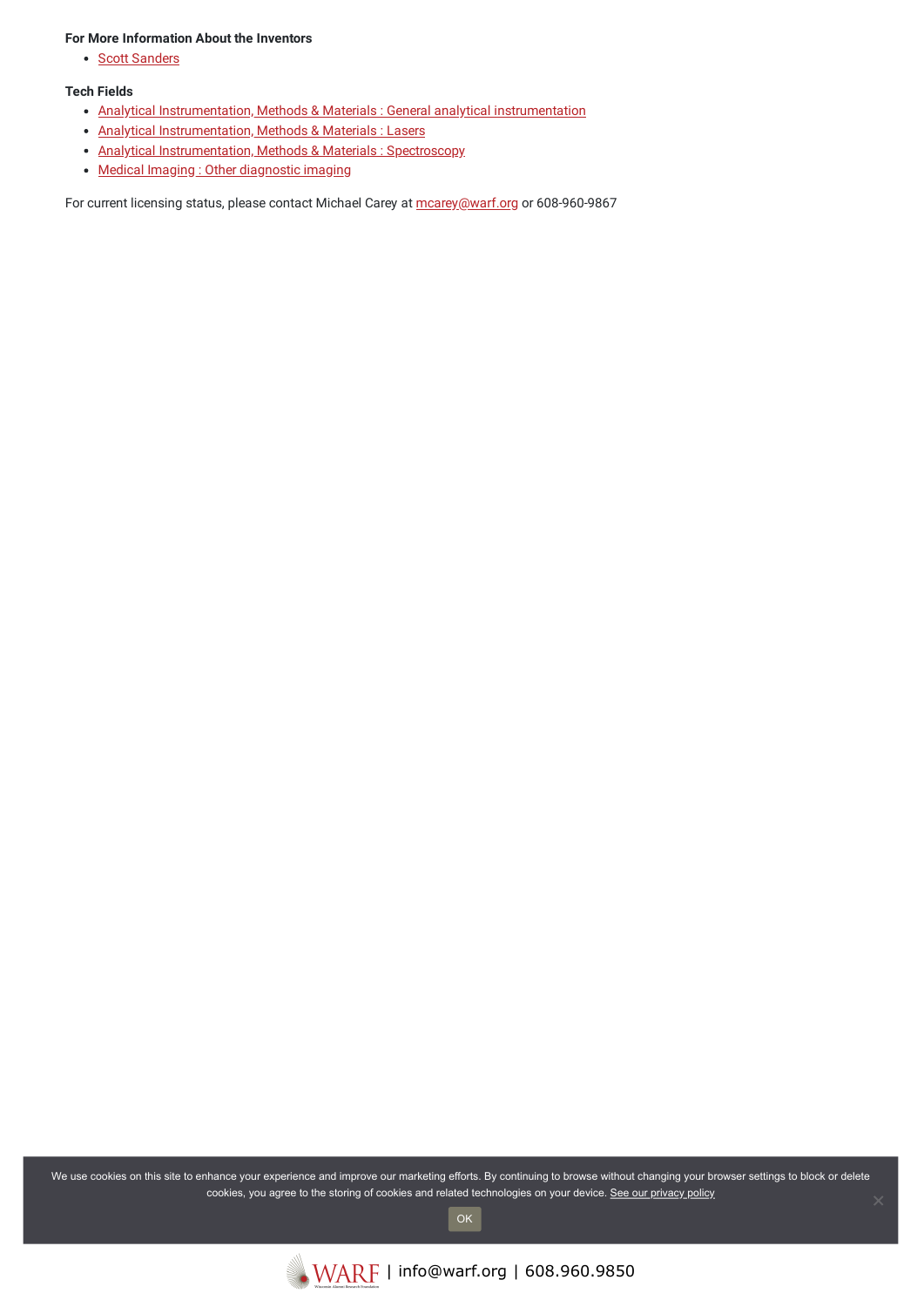**For More Information About the Inventors**

- Scott Sanders

**Tech Fields**

- Analytical Instrumentation, Methods & Materials : General analytical instrumentation
- Analytical Instrumentation, Methods & Materials : Lasers
- Analytical Instrumentation, Methods & Materials : Spectroscopy
- Medical Imaging : Other diagnostic imaging

For current licensing status, please contact Michael Carey at mcarey@warf.org or 608-960-9867